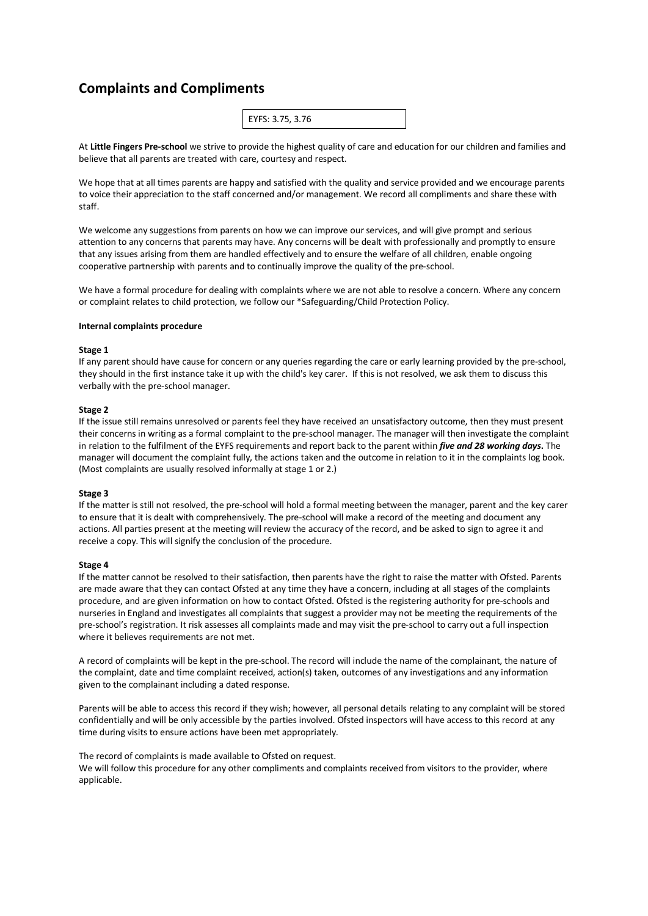# Complaints and Compliments

EYFS: 3.75, 3.76

At **Little Fingers Pre-school** we strive to provide the highest quality of care and education for our children and families and believe that all parents are treated with care, courtesy and respect.

We hope that at all times parents are happy and satisfied with the quality and service provided and we encourage parents to voice their appreciation to the staff concerned and/or management. We record all compliments and share these with staff.

We welcome any suggestions from parents on how we can improve our services, and will give prompt and serious attention to any concerns that parents may have. Any concerns will be dealt with professionally and promptly to ensure that any issues arising from them are handled effectively and to ensure the welfare of all children, enable ongoing cooperative partnership with parents and to continually improve the quality of the pre-school.

We have a formal procedure for dealing with complaints where we are not able to resolve a concern. Where any concern or complaint relates to child protection, we follow our *Safeguarding/Child Protection Policy.

**Internal complaints procedure**

**Stage 1**

If any parent should have cause for concern or any queries regarding the care or early learning provided by the pre-school, they should in the first instance take it up with the child's key carer. If this is not resolved, we ask them to discuss this verbally with the pre-school manager.

**Stage 2**

If the issue still remains unresolved or parents feel they have received an unsatisfactory outcome, then they must present their concerns in writing as a formal complaint to the pre-school manager. The manager will then investigate the complaint in relation to the fulfilment of the EYFS requirements and report back to the parent within ***five and 28 working days***. The manager will document the complaint fully, the actions taken and the outcome in relation to it in the complaints log book. (Most complaints are usually resolved informally at stage 1 or 2.)

**Stage 3**

If the matter is still not resolved, the pre-school will hold a formal meeting between the manager, parent and the key carer to ensure that it is dealt with comprehensively. The pre-school will make a record of the meeting and document any actions. All parties present at the meeting will review the accuracy of the record, and be asked to sign to agree it and receive a copy. This will signify the conclusion of the procedure.

**Stage 4**

If the matter cannot be resolved to their satisfaction, then parents have the right to raise the matter with Ofsted. Parents are made aware that they can contact Ofsted at any time they have a concern, including at all stages of the complaints procedure, and are given information on how to contact Ofsted. Ofsted is the registering authority for pre-schools and nurseries in England and investigates all complaints that suggest a provider may not be meeting the requirements of the pre-school's registration. It risk assesses all complaints made and may visit the pre-school to carry out a full inspection where it believes requirements are not met.

A record of complaints will be kept in the pre-school. The record will include the name of the complainant, the nature of the complaint, date and time complaint received, action(s) taken, outcomes of any investigations and any information given to the complainant including a dated response.

Parents will be able to access this record if they wish; however, all personal details relating to any complaint will be stored confidentially and will be only accessible by the parties involved. Ofsted inspectors will have access to this record at any time during visits to ensure actions have been met appropriately.

The record of complaints is made available to Ofsted on request.
We will follow this procedure for any other compliments and complaints received from visitors to the provider, where applicable.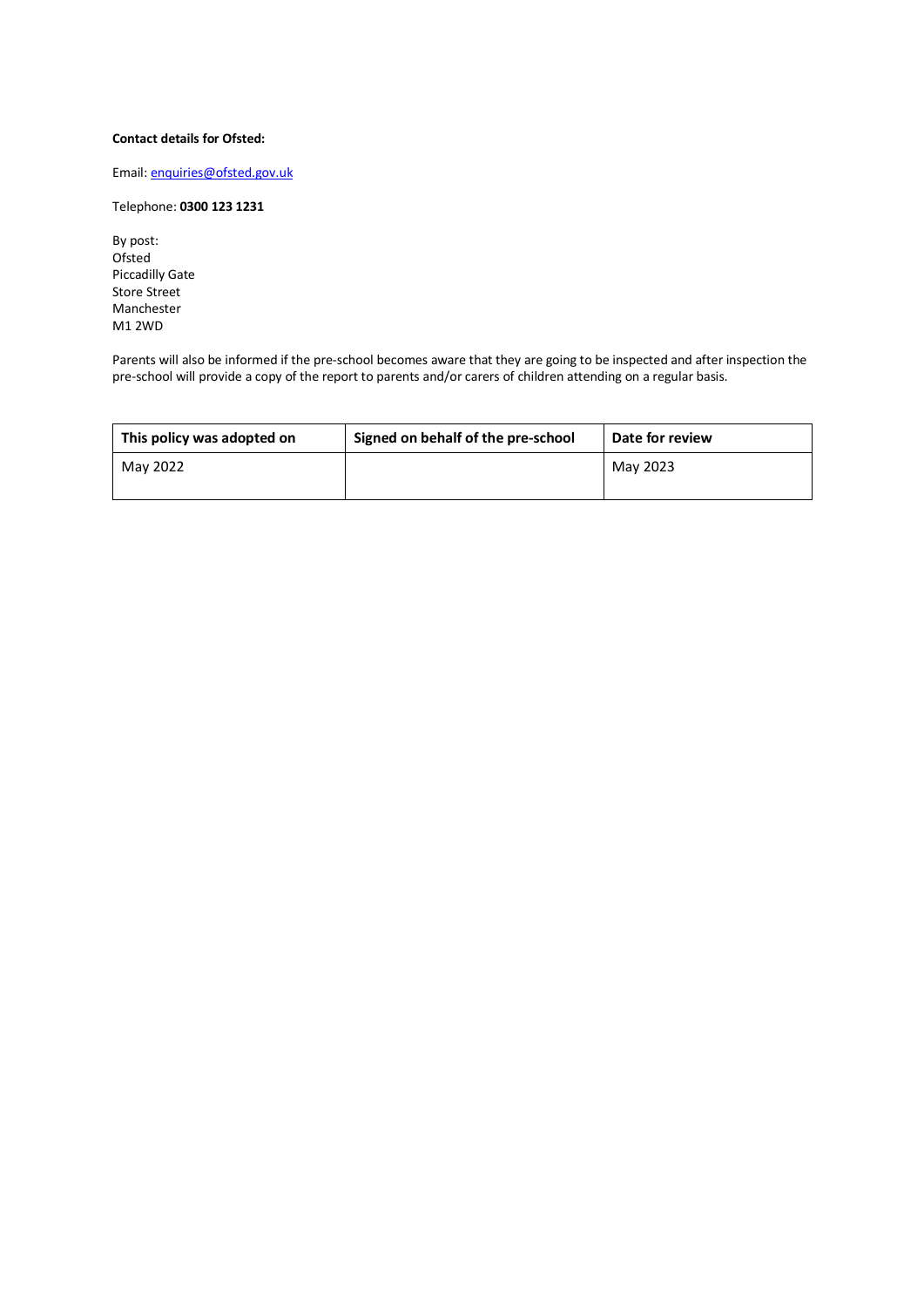**Contact details for Ofsted:**

Email: enquiries@ofsted.gov.uk

Telephone: **0300 123 1231**

By post:
Ofsted
Piccadilly Gate
Store Street
Manchester
M1 2WD

Parents will also be informed if the pre-school becomes aware that they are going to be inspected and after inspection the pre-school will provide a copy of the report to parents and/or carers of children attending on a regular basis.

| This policy was adopted on | Signed on behalf of the pre-school | Date for review |
|---|---|---|
| May 2022 | | May 2023 |